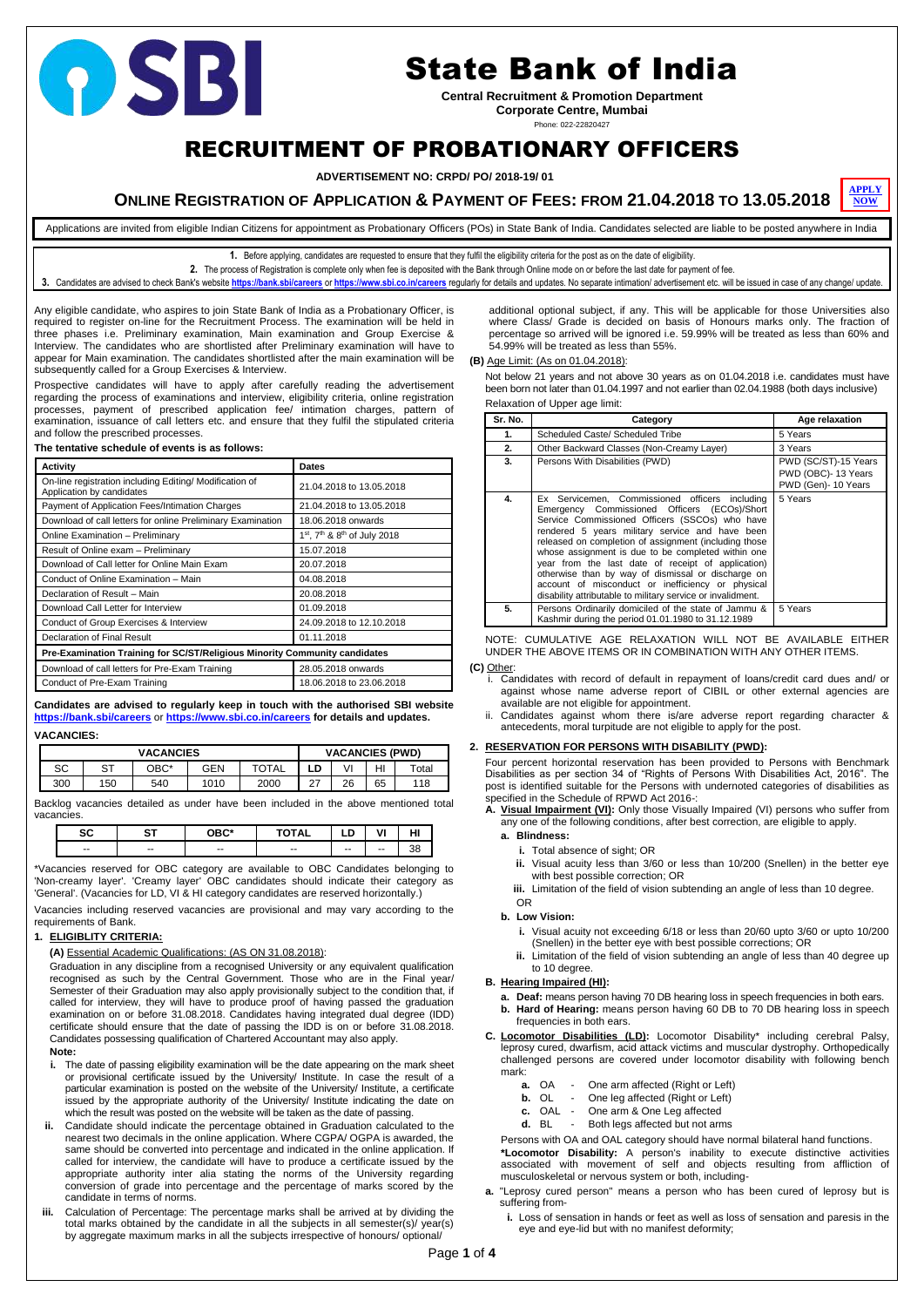# State Bank of India

**Central Recruitment & Promotion Department**
**Corporate Centre, Mumbai**
Phone: 022-22820427

# RECRUITMENT OF PROBATIONARY OFFICERS

**ADVERTISEMENT NO: CRPD/ PO/ 2018-19/ 01**

## ONLINE REGISTRATION OF APPLICATION & PAYMENT OF FEES: FROM 21.04.2018 TO 13.05.2018

**APPLY NOW**

Applications are invited from eligible Indian Citizens for appointment as Probationary Officers (POs) in State Bank of India. Candidates selected are liable to be posted anywhere in India

1. Before applying, candidates are requested to ensure that they fulfil the eligibility criteria for the post as on the date of eligibility.
2. The process of Registration is complete only when fee is deposited with the Bank through Online mode on or before the last date for payment of fee.
3. Candidates are advised to check Bank's website **https://bank.sbi/careers** or **https://www.sbi.co.in/careers** regularly for details and updates. No separate intimation/ advertisement etc. will be issued in case of any change/ update.

Any eligible candidate, who aspires to join State Bank of India as a Probationary Officer, is required to register on-line for the Recruitment Process. The examination will be held in three phases i.e. Preliminary examination, Main examination and Group Exercise & Interview. The candidates who are shortlisted after Preliminary examination will have to appear for Main examination. The candidates shortlisted after the main examination will be subsequently called for a Group Exercises & Interview.

Prospective candidates will have to apply after carefully reading the advertisement regarding the process of examinations and interview, eligibility criteria, online registration processes, payment of prescribed application fee/ intimation charges, pattern of examination, issuance of call letters etc. and ensure that they fulfil the stipulated criteria and follow the prescribed processes.

**The tentative schedule of events is as follows:**

| Activity | Dates |
|---|---|
| On-line registration including Editing/ Modification of Application by candidates | 21.04.2018 to 13.05.2018 |
| Payment of Application Fees/Intimation Charges | 21.04.2018 to 13.05.2018 |
| Download of call letters for online Preliminary Examination | 18.06.2018 onwards |
| Online Examination – Preliminary | 1st, 7th & 8th of July 2018 |
| Result of Online exam – Preliminary | 15.07.2018 |
| Download of Call letter for Online Main Exam | 20.07.2018 |
| Conduct of Online Examination – Main | 04.08.2018 |
| Declaration of Result – Main | 20.08.2018 |
| Download Call Letter for Interview | 01.09.2018 |
| Conduct of Group Exercises & Interview | 24.09.2018 to 12.10.2018 |
| Declaration of Final Result | 01.11.2018 |
| **Pre-Examination Training for SC/ST/Religious Minority Community candidates** | |
| Download of call letters for Pre-Exam Training | 28.05.2018 onwards |
| Conduct of Pre-Exam Training | 18.06.2018 to 23.06.2018 |

**Candidates are advised to regularly keep in touch with the authorised SBI website https://bank.sbi/careers or https://www.sbi.co.in/careers for details and updates.**

**VACANCIES:**

| VACANCIES | | | | | VACANCIES (PWD) | | | |
|---|---|---|---|---|---|---|---|---|
| SC | ST | OBC* | GEN | TOTAL | LD | VI | HI | Total |
| 300 | 150 | 540 | 1010 | 2000 | 27 | 26 | 65 | 118 |

Backlog vacancies detailed as under have been included in the above mentioned total vacancies.

| SC | ST | OBC* | TOTAL | LD | VI | HI |
|---|---|---|---|---|---|---|
| -- | -- | -- | -- | -- | -- | 38 |

*Vacancies reserved for OBC category are available to OBC Candidates belonging to 'Non-creamy layer'. 'Creamy layer' OBC candidates should indicate their category as 'General'. (Vacancies for LD, VI & HI category candidates are reserved horizontally.)

Vacancies including reserved vacancies are provisional and may vary according to the requirements of Bank.

## 1. ELIGIBLITY CRITERIA:

**(A)** Essential Academic Qualifications: (AS ON 31.08.2018):

Graduation in any discipline from a recognised University or any equivalent qualification recognised as such by the Central Government. Those who are in the Final year/ Semester of their Graduation may also apply provisionally subject to the condition that, if called for interview, they will have to produce proof of having passed the graduation examination on or before 31.08.2018. Candidates having integrated dual degree (IDD) certificate should ensure that the date of passing the IDD is on or before 31.08.2018. Candidates possessing qualification of Chartered Accountant may also apply.

**Note:**

- **i.** The date of passing eligibility examination will be the date appearing on the mark sheet or provisional certificate issued by the University/ Institute. In case the result of a particular examination is posted on the website of the University/ Institute, a certificate issued by the appropriate authority of the University/ Institute indicating the date on which the result was posted on the website will be taken as the date of passing.
- **ii.** Candidate should indicate the percentage obtained in Graduation calculated to the nearest two decimals in the online application. Where CGPA/ OGPA is awarded, the same should be converted into percentage and indicated in the online application. If called for interview, the candidate will have to produce a certificate issued by the appropriate authority inter alia stating the norms of the University regarding conversion of grade into percentage and the percentage of marks scored by the candidate in terms of norms.
- **iii.** Calculation of Percentage: The percentage marks shall be arrived at by dividing the total marks obtained by the candidate in all the subjects in all semester(s)/ year(s) by aggregate maximum marks in all the subjects irrespective of honours/ optional/ additional optional subject, if any. This will be applicable for those Universities also where Class/ Grade is decided on basis of Honours marks only. The fraction of percentage so arrived will be ignored i.e. 59.99% will be treated as less than 60% and 54.99% will be treated as less than 55%.

**(B)** Age Limit: (As on 01.04.2018):

Not below 21 years and not above 30 years as on 01.04.2018 i.e. candidates must have been born not later than 01.04.1997 and not earlier than 02.04.1988 (both days inclusive)

Relaxation of Upper age limit:

| Sr. No. | Category | Age relaxation |
|---|---|---|
| 1. | Scheduled Caste/ Scheduled Tribe | 5 Years |
| 2. | Other Backward Classes (Non-Creamy Layer) | 3 Years |
| 3. | Persons With Disabilities (PWD) | PWD (SC/ST)-15 Years<br>PWD (OBC)- 13 Years<br>PWD (Gen)- 10 Years |
| 4. | Ex Servicemen, Commissioned officers including Emergency Commissioned Officers (ECOs)/Short Service Commissioned Officers (SSCOs) who have rendered 5 years military service and have been released on completion of assignment (including those whose assignment is due to be completed within one year from the last date of receipt of application) otherwise than by way of dismissal or discharge on account of misconduct or inefficiency or physical disability attributable to military service or invalidment. | 5 Years |
| 5. | Persons Ordinarily domiciled of the state of Jammu & Kashmir during the period 01.01.1980 to 31.12.1989 | 5 Years |

NOTE: CUMULATIVE AGE RELAXATION WILL NOT BE AVAILABLE EITHER UNDER THE ABOVE ITEMS OR IN COMBINATION WITH ANY OTHER ITEMS.

**(C)** Other:

- i. Candidates with record of default in repayment of loans/credit card dues and/ or against whose name adverse report of CIBIL or other external agencies are available are not eligible for appointment.
- ii. Candidates against whom there is/are adverse report regarding character & antecedents, moral turpitude are not eligible to apply for the post.

## 2. RESERVATION FOR PERSONS WITH DISABILITY (PWD):

Four percent horizontal reservation has been provided to Persons with Benchmark Disabilities as per section 34 of "Rights of Persons With Disabilities Act, 2016". The post is identified suitable for the Persons with undernoted categories of disabilities as specified in the Schedule of RPWD Act 2016-:

**A. Visual Impairment (VI):** Only those Visually Impaired (VI) persons who suffer from any one of the following conditions, after best correction, are eligible to apply.

**a. Blindness:**

- **i.** Total absence of sight; OR
- **ii.** Visual acuity less than 3/60 or less than 10/200 (Snellen) in the better eye with best possible correction; OR
- **iii.** Limitation of the field of vision subtending an angle of less than 10 degree.

OR

**b. Low Vision:**

- **i.** Visual acuity not exceeding 6/18 or less than 20/60 upto 3/60 or upto 10/200 (Snellen) in the better eye with best possible corrections; OR
- **ii.** Limitation of the field of vision subtending an angle of less than 40 degree up to 10 degree.

**B. Hearing Impaired (HI):**

- **a. Deaf:** means person having 70 DB hearing loss in speech frequencies in both ears.
- **b. Hard of Hearing:** means person having 60 DB to 70 DB hearing loss in speech frequencies in both ears.

**C. Locomotor Disabilities (LD):** Locomotor Disability* including cerebral Palsy, leprosy cured, dwarfism, acid attack victims and muscular dystrophy. Orthopedically challenged persons are covered under locomotor disability with following bench mark:

- **a.** OA - One arm affected (Right or Left)
- **b.** OL - One leg affected (Right or Left)
- **c.** OAL - One arm & One Leg affected
- **d.** BL - Both legs affected but not arms

Persons with OA and OAL category should have normal bilateral hand functions.

***Locomotor Disability:** A person's inability to execute distinctive activities associated with movement of self and objects resulting from affliction of musculoskeletal or nervous system or both, including-

**a.** "Leprosy cured person" means a person who has been cured of leprosy but is suffering from-

- **i.** Loss of sensation in hands or feet as well as loss of sensation and paresis in the eye and eye-lid but with no manifest deformity;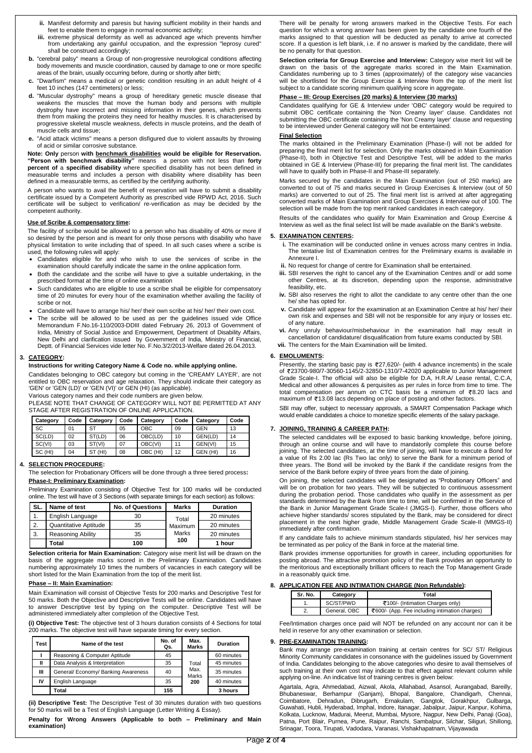ii. Manifest deformity and paresis but having sufficient mobility in their hands and feet to enable them to engage in normal economic activity;

iii. extreme physical deformity as well as advanced age which prevents him/her from undertaking any gainful occupation, and the expression "leprosy cured" shall be construed accordingly;

**b.** "cerebral palsy" means a Group of non-progressive neurological conditions affecting body movements and muscle coordination, caused by damage to one or more specific areas of the brain, usually occurring before, during or shortly after birth;

**c.** "Dwarfism" means a medical or genetic condition resulting in an adult height of 4 feet 10 inches (147 centimeters) or less;

**d.** "Muscular dystrophy" means a group of hereditary genetic muscle disease that weakens the muscles that move the human body and persons with multiple dystrophy have incorrect and missing information in their genes, which prevents them from making the proteins they need for healthy muscles. It is characterised by progressive skeletal muscle weakness, defects in muscle proteins, and the death of muscle cells and tissue;

**e.** "Acid attack victims" means a person disfigured due to violent assaults by throwing of acid or similar corrosive substance.

**Note: Only** person **with benchmark disabilities would be eligible for Reservation. "Person with benchmark disability"** means a person with not less than **forty percent of** a **specified disability** where specified disability has not been defined in measurable terms and includes a person with disability where disability has been defined in a measurable terms, as certified by the certifying authority.

A person who wants to avail the benefit of reservation will have to submit a disability certificate issued by a Competent Authority as prescribed vide RPWD Act, 2016. Such certificate will be subject to verification/ re-verification as may be decided by the competent authority.

**Use of Scribe & compensatory time:**

The facility of scribe would be allowed to a person who has disability of 40% or more if so desired by the person and is meant for only those persons with disability who have physical limitation to write including that of speed. In all such cases where a scribe is used, the following rules will apply:

- Candidates eligible for and who wish to use the services of scribe in the examination should carefully indicate the same in the online application form.
- Both the candidate and the scribe will have to give a suitable undertaking, in the prescribed format at the time of online examination
- Such candidates who are eligible to use a scribe shall be eligible for compensatory time of 20 minutes for every hour of the examination whether availing the facility of scribe or not.
- Candidate will have to arrange his/ her/ their own scribe at his/ her/ their own cost.
- The scribe will be allowed to be used as per the guidelines issued vide Office Memorandum F.No.16-110/2003-DDIII dated February 26, 2013 of Government of India, Ministry of Social Justice and Empowerment, Department of Disability Affairs, New Delhi and clarification issued by Government of India, Ministry of Financial, Deptt. of Financial Services vide letter No. F.No.3/2/2013-Welfare dated 26.04.2013.

## 3. CATEGORY:

**Instructions for writing Category Name & Code no. while applying online.**

Candidates belonging to OBC category but coming in the 'CREAMY LAYER', are not entitled to OBC reservation and age relaxation. They should indicate their category as 'GEN' or 'GEN (LD)' or 'GEN (VI)' or GEN (HI) (as applicable).

Various category names and their code numbers are given below.

PLEASE NOTE THAT CHANGE OF CATEGORY WILL NOT BE PERMITTED AT ANY STAGE AFTER REGISTRATION OF ONLINE APPLICATION.

| Category | Code | Category | Code | Category | Code | Category | Code |
|---|---|---|---|---|---|---|---|
| SC | 01 | ST | 05 | OBC | 09 | GEN | 13 |
| SC(LD) | 02 | ST(LD) | 06 | OBC(LD) | 10 | GEN(LD) | 14 |
| SC(VI) | 03 | ST(VI) | 07 | OBC(VI) | 11 | GEN(VI) | 15 |
| SC (HI) | 04 | ST (HI) | 08 | OBC (HI) | 12 | GEN (HI) | 16 |

## 4. SELECTION PROCEDURE:

The selection for Probationary Officers will be done through a three tiered process**:**

**Phase-I: Preliminary Examination:**

Preliminary Examination consisting of Objective Test for 100 marks will be conducted online. The test will have of 3 Sections (with separate timings for each section) as follows:

| SL. | Name of test | No. of Questions | Marks | Duration |
|---|---|---|---|---|
| 1. | English Language | 30 | Total Maximum Marks 100 | 20 minutes |
| 2. | Quantitative Aptitude | 35 | | 20 minutes |
| 3. | Reasoning Ability | 35 | | 20 minutes |
| | **Total** | **100** | | **1 hour** |

**Selection criteria for Main Examination:** Category wise merit list will be drawn on the basis of the aggregate marks scored in the Preliminary Examination. Candidates numbering approximately 10 times the numbers of vacancies in each category will be short listed for the Main Examination from the top of the merit list.

**Phase – II: Main Examination:**

Main Examination will consist of Objective Tests for 200 marks and Descriptive Test for 50 marks. Both the Objective and Descriptive Tests will be online. Candidates will have to answer Descriptive test by typing on the computer. Descriptive Test will be administered immediately after completion of the Objective Test.

**(i) Objective Test:** The objective test of 3 hours duration consists of 4 Sections for total 200 marks. The objective test will have separate timing for every section.

| Test | Name of the test | No. of Qs. | Max. Marks | Duration |
|---|---|---|---|---|
| I | Reasoning & Computer Aptitude | 45 | Total Max. Marks 200 | 60 minutes |
| II | Data Analysis & Interpretation | 35 | | 45 minutes |
| III | General/ Economy/ Banking Awareness | 40 | | 35 minutes |
| IV | English Language | 35 | | 40 minutes |
| | **Total** | **155** | | **3 hours** |

**(ii) Descriptive Test:** The Descriptive Test of 30 minutes duration with two questions for 50 marks will be a Test of English Language (Letter Writing & Essay).

**Penalty for Wrong Answers (Applicable to both – Preliminary and Main examination)**

There will be penalty for wrong answers marked in the Objective Tests. For each question for which a wrong answer has been given by the candidate one fourth of the marks assigned to that question will be deducted as penalty to arrive at corrected score. If a question is left blank, i.e. if no answer is marked by the candidate, there will be no penalty for that question.

**Selection criteria for Group Exercise and Interview:** Category wise merit list will be drawn on the basis of the aggregate marks scored in the Main Examination. Candidates numbering up to 3 times (approximately) of the category wise vacancies will be shortlisted for the Group Exercise & Interview from the top of the merit list subject to a candidate scoring minimum qualifying score in aggregate.

**Phase – III: Group Exercises (20 marks) & Interview (30 marks)**

Candidates qualifying for GE & Interview under 'OBC' category would be required to submit OBC certificate containing the 'Non Creamy layer' clause. Candidates not submitting the OBC certificate containing the 'Non Creamy layer' clause and requesting to be interviewed under General category will not be entertained.

**Final Selection**

The marks obtained in the Preliminary Examination (Phase-I) will not be added for preparing the final merit list for selection. Only the marks obtained in Main Examination (Phase-II), both in Objective Test and Descriptive Test, will be added to the marks obtained in GE & Interview (Phase-III) for preparing the final merit list. The candidates will have to qualify both in Phase-II and Phase-III separately.

Marks secured by the candidates in the Main Examination (out of 250 marks) are converted to out of 75 and marks secured in Group Exercises & Interview (out of 50 marks) are converted to out of 25. The final merit list is arrived at after aggregating converted marks of Main Examination and Group Exercises & Interview out of 100. The selection will be made from the top merit ranked candidates in each category.

Results of the candidates who qualify for Main Examination and Group Exercise & Interview as well as the final select list will be made available on the Bank's website.

## 5. EXAMINATION CENTERS:

i. The examination will be conducted online in venues across many centres in India. The tentative list of Examination centres for the Preliminary exams is available in Annexure I.

ii. No request for change of centre for Examination shall be entertained.

iii. SBI reserves the right to cancel any of the Examination Centres and/ or add some other Centres, at its discretion, depending upon the response, administrative feasibility, etc.

iv. SBI also reserves the right to allot the candidate to any centre other than the one he/ she has opted for.

v. Candidate will appear for the examination at an Examination Centre at his/ her/ their own risk and expenses and SBI will not be responsible for any injury or losses etc. of any nature.

vi. Any unruly behaviour/misbehaviour in the examination hall may result in cancellation of candidature/ disqualification from future exams conducted by SBI.

vii. The centers for the Main Examination will be limited.

## 6. EMOLUMENTS:

Presently, the starting basic pay is ₹27,620/- (with 4 advance increments) in the scale of ₹23700-980/7-30560-1145/2-32850-1310/7-42020 applicable to Junior Management Grade Scale-I. The official will also be eligible for D.A, H.R.A/ Lease rental, C.C.A, Medical and other allowances & perquisites as per rules in force from time to time. The total compensation per annum on CTC basis be a minimum of ₹8.20 lacs and maximum of ₹13.08 lacs depending on place of posting and other factors.

SBI may offer, subject to necessary approvals, a SMART Compensation Package which would enable candidates a choice to monetize specific elements of the salary package.

## 7. JOINING, TRAINING & CAREER PATH:

The selected candidates will be exposed to basic banking knowledge, before joining, through an online course and will have to mandatorily complete this course before joining. The selected candidates, at the time of joining, will have to execute a Bond for a value of Rs 2.00 lac (Rs Two lac only) to serve the Bank for a minimum period of three years. The Bond will be invoked by the Bank if the candidate resigns from the service of the Bank before expiry of three years from the date of joining.

On joining, the selected candidates will be designated as "Probationary Officers" and will be on probation for two years. They will be subjected to continuous assessment during the probation period. Those candidates who qualify in the assessment as per standards determined by the Bank from time to time, will be confirmed in the Service of the Bank in Junior Management Grade Scale-I (JMGS-I). Further, those officers who achieve higher standards/ scores stipulated by the Bank, may be considered for direct placement in the next higher grade, Middle Management Grade Scale-II (MMGS-II) immediately after confirmation.

If any candidate fails to achieve minimum standards stipulated, his/ her services may be terminated as per policy of the Bank in force at the material time.

Bank provides immense opportunities for growth in career, including opportunities for posting abroad. The attractive promotion policy of the Bank provides an opportunity to the meritorious and exceptionally brilliant officers to reach the Top Management Grade in a reasonably quick time.

## 8. APPLICATION FEE AND INTIMATION CHARGE (Non Refundable):

| Sr. No. | Category | Total |
|---|---|---|
| 1. | SC/ST/PWD | ₹100/- (Intimation Charges only) |
| 2. | General, OBC | ₹600/- (App. Fee including intimation charges) |

Fee/Intimation charges once paid will NOT be refunded on any account nor can it be held in reserve for any other examination or selection.

## 9. PRE-EXAMINATION TRAINING:

Bank may arrange pre-examination training at certain centres for SC/ ST/ Religious Minority Community candidates in consonance with the guidelines issued by Government of India. Candidates belonging to the above categories who desire to avail themselves of such training at their own cost may indicate to that effect against relevant column while applying on-line. An indicative list of training centres is given below:

Agartala, Agra, Ahmedabad, Aizwal, Akola, Allahabad, Asansol, Aurangabad, Bareilly, Bhubaneswar, Berhampur (Ganjam), Bhopal, Bangalore, Chandigarh, Chennai, Coimbatore, Dehradun, Dibrugarh, Ernakulam, Gangtok, Gorakhpur, Gulbarga, Guwahati, Hubli, Hyderabad, Imphal, Indore, Itanagar, Jabalpur, Jaipur, Kanpur, Kohima, Kolkata, Lucknow, Madurai, Meerut, Mumbai, Mysore, Nagpur, New Delhi, Panaji (Goa), Patna, Port Blair, Purnea, Pune, Raipur, Ranchi, Sambalpur, Silchar, Siliguri, Shillong, Srinagar, Toora, Tirupati, Vadodara, Varanasi, Vishakhapatnam, Vijayawada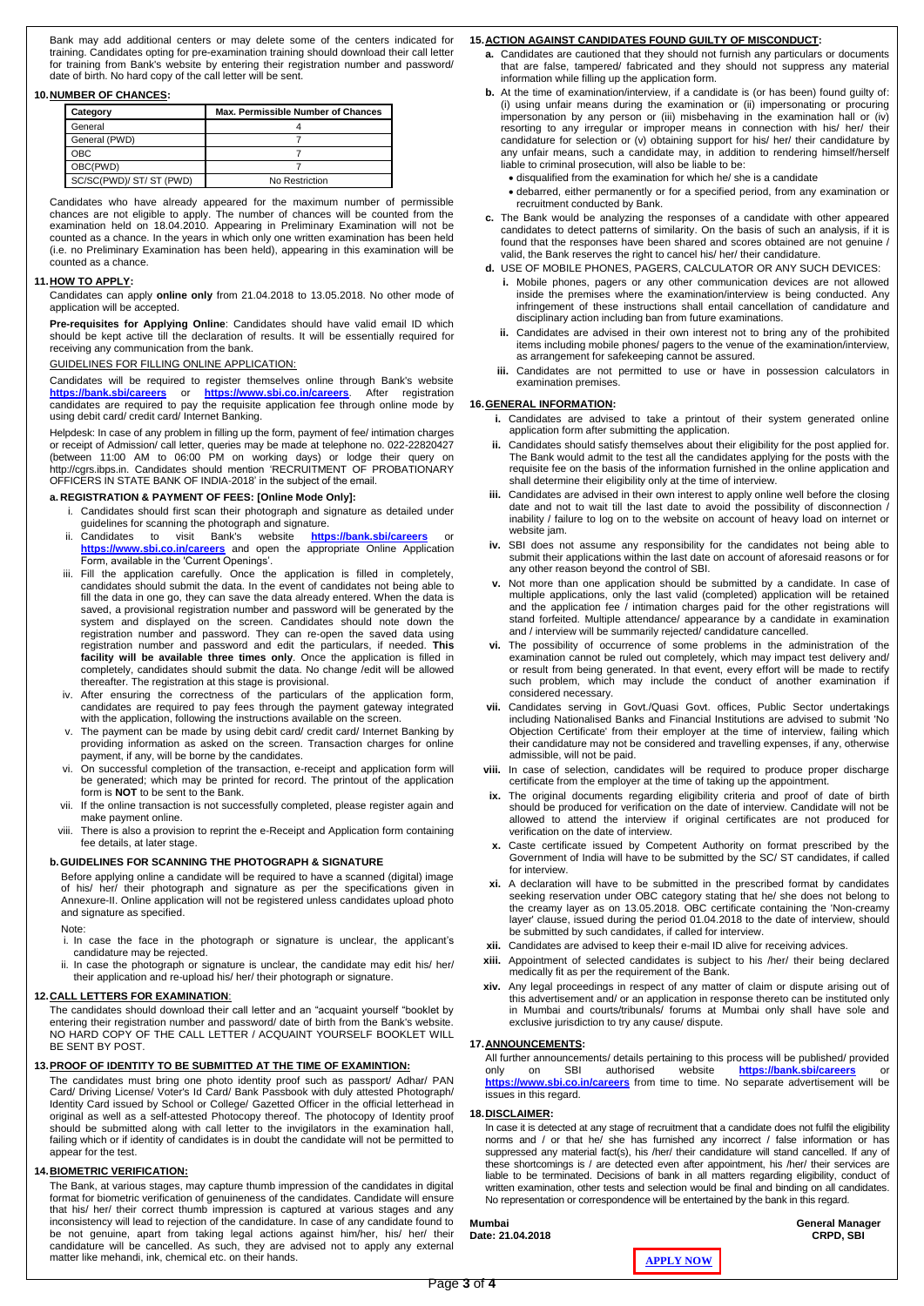Bank may add additional centers or may delete some of the centers indicated for training. Candidates opting for pre-examination training should download their call letter for training from Bank's website by entering their registration number and password/ date of birth. No hard copy of the call letter will be sent.

## 10. NUMBER OF CHANCES:

| Category | Max. Permissible Number of Chances |
|---|---|
| General | 4 |
| General (PWD) | 7 |
| OBC | 7 |
| OBC(PWD) | 7 |
| SC/SC(PWD)/ ST/ ST (PWD) | No Restriction |

Candidates who have already appeared for the maximum number of permissible chances are not eligible to apply. The number of chances will be counted from the examination held on 18.04.2010. Appearing in Preliminary Examination will not be counted as a chance. In the years in which only one written examination has been held (i.e. no Preliminary Examination has been held), appearing in this examination will be counted as a chance.

## 11. HOW TO APPLY:

Candidates can apply **online only** from 21.04.2018 to 13.05.2018. No other mode of application will be accepted.

**Pre-requisites for Applying Online**: Candidates should have valid email ID which should be kept active till the declaration of results. It will be essentially required for receiving any communication from the bank.

GUIDELINES FOR FILLING ONLINE APPLICATION:

Candidates will be required to register themselves online through Bank's website **https://bank.sbi/careers** or **https://www.sbi.co.in/careers**. After registration candidates are required to pay the requisite application fee through online mode by using debit card/ credit card/ Internet Banking.

Helpdesk: In case of any problem in filling up the form, payment of fee/ intimation charges or receipt of Admission/ call letter, queries may be made at telephone no. 022-22820427 (between 11:00 AM to 06:00 PM on working days) or lodge their query on http://cgrs.ibps.in. Candidates should mention 'RECRUITMENT OF PROBATIONARY OFFICERS IN STATE BANK OF INDIA-2018' in the subject of the email.

### a. REGISTRATION & PAYMENT OF FEES: [Online Mode Only]:

i. Candidates should first scan their photograph and signature as detailed under guidelines for scanning the photograph and signature.

ii. Candidates to visit Bank's website **https://bank.sbi/careers** or **https://www.sbi.co.in/careers** and open the appropriate Online Application Form, available in the 'Current Openings'.

iii. Fill the application carefully. Once the application is filled in completely, candidates should submit the data. In the event of candidates not being able to fill the data in one go, they can save the data already entered. When the data is saved, a provisional registration number and password will be generated by the system and displayed on the screen. Candidates should note down the registration number and password. They can re-open the saved data using registration number and password and edit the particulars, if needed. **This facility will be available three times only**. Once the application is filled in completely, candidates should submit the data. No change /edit will be allowed thereafter. The registration at this stage is provisional.

iv. After ensuring the correctness of the particulars of the application form, candidates are required to pay fees through the payment gateway integrated with the application, following the instructions available on the screen.

v. The payment can be made by using debit card/ credit card/ Internet Banking by providing information as asked on the screen. Transaction charges for online payment, if any, will be borne by the candidates.

vi. On successful completion of the transaction, e-receipt and application form will be generated; which may be printed for record. The printout of the application form is **NOT** to be sent to the Bank.

vii. If the online transaction is not successfully completed, please register again and make payment online.

viii. There is also a provision to reprint the e-Receipt and Application form containing fee details, at later stage.

### b. GUIDELINES FOR SCANNING THE PHOTOGRAPH & SIGNATURE

Before applying online a candidate will be required to have a scanned (digital) image of his/ her/ their photograph and signature as per the specifications given in Annexure-II. Online application will not be registered unless candidates upload photo and signature as specified.

Note:

i. In case the face in the photograph or signature is unclear, the applicant's candidature may be rejected.

ii. In case the photograph or signature is unclear, the candidate may edit his/ her/ their application and re-upload his/ her/ their photograph or signature.

## 12. CALL LETTERS FOR EXAMINATION:

The candidates should download their call letter and an "acquaint yourself "booklet by entering their registration number and password/ date of birth from the Bank's website. NO HARD COPY OF THE CALL LETTER / ACQUAINT YOURSELF BOOKLET WILL BE SENT BY POST.

## 13. PROOF OF IDENTITY TO BE SUBMITTED AT THE TIME OF EXAMINTION:

The candidates must bring one photo identity proof such as passport/ Adhar/ PAN Card/ Driving License/ Voter's Id Card/ Bank Passbook with duly attested Photograph/ Identity Card issued by School or College/ Gazetted Officer in the official letterhead in original as well as a self-attested Photocopy thereof. The photocopy of Identity proof should be submitted along with call letter to the invigilators in the examination hall, failing which or if identity of candidates is in doubt the candidate will not be permitted to appear for the test.

## 14. BIOMETRIC VERIFICATION:

The Bank, at various stages, may capture thumb impression of the candidates in digital format for biometric verification of genuineness of the candidates. Candidate will ensure that his/ her/ their correct thumb impression is captured at various stages and any inconsistency will lead to rejection of the candidature. In case of any candidate found to be not genuine, apart from taking legal actions against him/her, his/ her/ their candidature will be cancelled. As such, they are advised not to apply any external matter like mehandi, ink, chemical etc. on their hands.

## 15. ACTION AGAINST CANDIDATES FOUND GUILTY OF MISCONDUCT:

**a.** Candidates are cautioned that they should not furnish any particulars or documents that are false, tampered/ fabricated and they should not suppress any material information while filling up the application form.

**b.** At the time of examination/interview, if a candidate is (or has been) found guilty of: (i) using unfair means during the examination or (ii) impersonating or procuring impersonation by any person or (iii) misbehaving in the examination hall or (iv) resorting to any irregular or improper means in connection with his/ her/ their candidature for selection or (v) obtaining support for his/ her/ their candidature by any unfair means, such a candidate may, in addition to rendering himself/herself liable to criminal prosecution, will also be liable to be:

- disqualified from the examination for which he/ she is a candidate
- debarred, either permanently or for a specified period, from any examination or recruitment conducted by Bank.

**c.** The Bank would be analyzing the responses of a candidate with other appeared candidates to detect patterns of similarity. On the basis of such an analysis, if it is found that the responses have been shared and scores obtained are not genuine / valid, the Bank reserves the right to cancel his/ her/ their candidature.

**d.** USE OF MOBILE PHONES, PAGERS, CALCULATOR OR ANY SUCH DEVICES:

**i.** Mobile phones, pagers or any other communication devices are not allowed inside the premises where the examination/interview is being conducted. Any infringement of these instructions shall entail cancellation of candidature and disciplinary action including ban from future examinations.

**ii.** Candidates are advised in their own interest not to bring any of the prohibited items including mobile phones/ pagers to the venue of the examination/interview, as arrangement for safekeeping cannot be assured.

**iii.** Candidates are not permitted to use or have in possession calculators in examination premises.

## 16. GENERAL INFORMATION:

**i.** Candidates are advised to take a printout of their system generated online application form after submitting the application.

**ii.** Candidates should satisfy themselves about their eligibility for the post applied for. The Bank would admit to the test all the candidates applying for the posts with the requisite fee on the basis of the information furnished in the online application and shall determine their eligibility only at the time of interview.

**iii.** Candidates are advised in their own interest to apply online well before the closing date and not to wait till the last date to avoid the possibility of disconnection / inability / failure to log on to the website on account of heavy load on internet or website jam.

**iv.** SBI does not assume any responsibility for the candidates not being able to submit their applications within the last date on account of aforesaid reasons or for any other reason beyond the control of SBI.

**v.** Not more than one application should be submitted by a candidate. In case of multiple applications, only the last valid (completed) application will be retained and the application fee / intimation charges paid for the other registrations will stand forfeited. Multiple attendance/ appearance by a candidate in examination and / interview will be summarily rejected/ candidature cancelled.

**vi.** The possibility of occurrence of some problems in the administration of the examination cannot be ruled out completely, which may impact test delivery and/ or result from being generated. In that event, every effort will be made to rectify such problem, which may include the conduct of another examination if considered necessary.

**vii.** Candidates serving in Govt./Quasi Govt. offices, Public Sector undertakings including Nationalised Banks and Financial Institutions are advised to submit 'No Objection Certificate' from their employer at the time of interview, failing which their candidature may not be considered and travelling expenses, if any, otherwise admissible, will not be paid.

**viii.** In case of selection, candidates will be required to produce proper discharge certificate from the employer at the time of taking up the appointment.

**ix.** The original documents regarding eligibility criteria and proof of date of birth should be produced for verification on the date of interview. Candidate will not be allowed to attend the interview if original certificates are not produced for verification on the date of interview.

**x.** Caste certificate issued by Competent Authority on format prescribed by the Government of India will have to be submitted by the SC/ ST candidates, if called for interview.

**xi.** A declaration will have to be submitted in the prescribed format by candidates seeking reservation under OBC category stating that he/ she does not belong to the creamy layer as on 13.05.2018. OBC certificate containing the 'Non-creamy layer' clause, issued during the period 01.04.2018 to the date of interview, should be submitted by such candidates, if called for interview.

**xii.** Candidates are advised to keep their e-mail ID alive for receiving advices.

**xiii.** Appointment of selected candidates is subject to his /her/ their being declared medically fit as per the requirement of the Bank.

**xiv.** Any legal proceedings in respect of any matter of claim or dispute arising out of this advertisement and/ or an application in response thereto can be instituted only in Mumbai and courts/tribunals/ forums at Mumbai only shall have sole and exclusive jurisdiction to try any cause/ dispute.

## 17. ANNOUNCEMENTS:

All further announcements/ details pertaining to this process will be published/ provided only on SBI authorised website **https://bank.sbi/careers** or **https://www.sbi.co.in/careers** from time to time. No separate advertisement will be issues in this regard.

## 18. DISCLAIMER:

In case it is detected at any stage of recruitment that a candidate does not fulfil the eligibility norms and / or that he/ she has furnished any incorrect / false information or has suppressed any material fact(s), his /her/ their candidature will stand cancelled. If any of these shortcomings is / are detected even after appointment, his /her/ their services are liable to be terminated. Decisions of bank in all matters regarding eligibility, conduct of written examination, other tests and selection would be final and binding on all candidates. No representation or correspondence will be entertained by the bank in this regard.

**Mumbai**
**Date: 21.04.2018**

**General Manager**
**CRPD, SBI**

**APPLY NOW**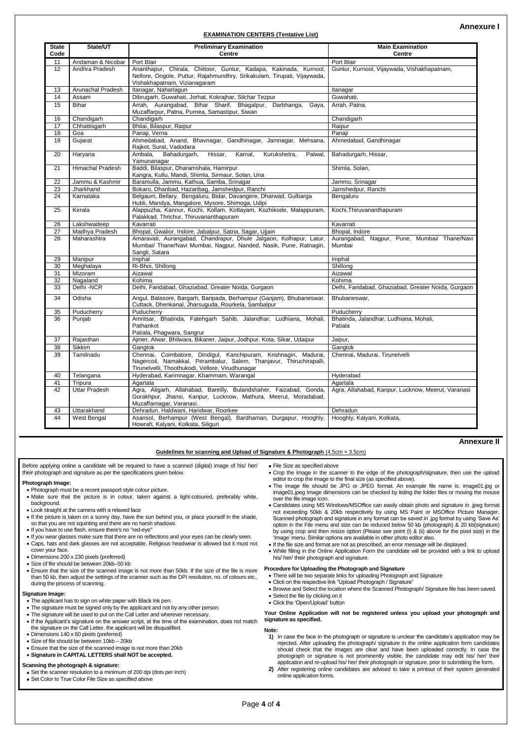# Annexure I

## EXAMINATION CENTERS (Tentative List)

| State Code | State/UT | Preliminary Examination Centre | Main Examination Centre |
|---|---|---|---|
| 11 | Andaman & Nicobar | Port Blair | Port Blair |
| 12 | Andhra Pradesh | Ananthapur, Chirala, Chittoor, Guntur, Kadapa, Kakinada, Kurnool, Nellore, Ongole, Puttur, Rajahmundhry, Srikakulam, Tirupati, Vijaywada, Vishakhapatnam, Vizianagaram | Guntur, Kurnool, Vijaywada, Vishakhapatnam, |
| 13 | Arunachal Pradesh | Itanagar, Naharlagun | Itanagar |
| 14 | Assam | Dibrugarh, Guwahati, Jorhat, Kokrajhar, Silchar Tezpur | Guwahati, |
| 15 | Bihar | Arrah, Aurangabad, Bihar Sharif, Bhagalpur, Darbhanga, Gaya, Muzaffarpur, Patna, Purnea, Samastipur, Siwan | Arrah, Patna, |
| 16 | Chandigarh | Chandigarh | Chandigarh |
| 17 | Chhattisgarh | Bhilai, Bilaspur, Raipur | Raipur |
| 18 | Goa | Panaji, Verna | Panaji |
| 19 | Gujarat | Ahmedabad, Anand, Bhavnagar, Gandhinagar, Jamnagar, Mehsana, Rajkot, Surat, Vadodara | Ahmedabad, Gandhinagar |
| 20 | Haryana | Ambala, Bahadurgarh, Hissar, Karnal, Kurukshetra, Palwal, Yamunanagar | Bahadurgarh, Hissar, |
| 21 | Himachal Pradesh | Baddi, Bilaspur, Dharamshala, Hamirpur Kangra, Kullu, Mandi, Shimla, Sirmaur, Solan, Una | Shimla, Solan, |
| 22 | Jammu & Kashmir | Baramulla, Jammu, Kathua, Samba, Srinagar | Jammu, Srinagar |
| 23 | Jharkhand | Bokaro, Dhanbad, Hazaribag, Jamshedpur, Ranchi | Jamshedpur, Ranchi |
| 24 | Karnataka | Belgaum, Bellary, Bengaluru, Bidar, Davangere, Dharwad, Gulbarga Hubli, Mandya, Mangalore, Mysore, Shimoga, Udipi | Bengaluru |
| 25 | Kerala | Alappuzha, Kannur, Kochi, Kollam, Kottayam, Kozhikode, Malappuram, Palakkad, Thrichur, Thiruvananthapuram | Kochi,Thiruvananthapuram |
| 26 | Lakshwadeep | Kavarrati | Kavarrati |
| 27 | Madhya Pradesh | Bhopal, Gwalior, Indore, Jabalpur, Satna, Sagar, Ujjain | Bhopal, Indore |
| 28 | Maharashtra | Amaravati, Aurangabad, Chandrapur, Dhule Jalgaon, Kolhapur, Latur, Mumbai/ Thane/Navi Mumbai, Nagpur, Nanded, Nasik, Pune, Ratnagiri, Sangli, Satara | Aurangabad, Nagpur, Pune, Mumbai/ Thane/Navi Mumbai |
| 29 | Manipur | Imphal | Imphal |
| 30 | Meghalaya | Ri-Bhoi, Shillong | Shillong |
| 31 | Mizoram | Aizawal | Aizawal |
| 32 | Nagaland | Kohima | Kohima |
| 33 | Delhi -NCR | Delhi, Faridabad, Ghaziabad, Greater Noida, Gurgaon | Delhi, Faridabad, Ghaziabad, Greater Noida, Gurgaon |
| 34 | Odisha | Angul, Balasore, Bargarh, Baripada, Berhampur (Ganjam), Bhubaneswar, Cuttack, Dhenkanal, Jharsuguda, Rourkela, Sambalpur | Bhubaneswar, |
| 35 | Puducherry | Puducherry | Puducherry |
| 36 | Punjab | Amritsar, Bhatinda, Fatehgarh Sahib, Jalandhar, Ludhiana, Mohali, Pathankot Patiala, Phagwara, Sangrur | Bhatinda, Jalandhar, Ludhiana, Mohali, Patiala |
| 37 | Rajasthan | Ajmer, Alwar, Bhilwara, Bikaner, Jaipur, Jodhpur, Kota, Sikar, Udaipur | Jaipur, |
| 38 | Sikkim | Gangtok | Gangtok |
| 39 | Tamilnadu | Chennai, Coimbatore, Dindigul, Kanchipuram, Krishnagiri, Madurai, Nagercoil, Namakkal, Perambalur, Salem, Thanjavur, Thiruchirapalli, Tirunelvelli, Thoothukodi, Vellore, Virudhunagar | Chennai, Madurai, Tirunelvelli |
| 40 | Telangana | Hyderabad, Karimnagar, Khammam, Warangal | Hyderabad |
| 41 | Tripura | Agartala | Agartala |
| 42 | Uttar Pradesh | Agra, Aligarh, Allahabad, Bareilly, Bulandshaher, Faizabad, Gonda, Gorakhpur, Jhansi, Kanpur, Lucknow, Mathura, Meerut, Moradabad, Muzaffarnagar, Varanasi. | Agra, Allahabad, Kanpur, Lucknow, Meerut, Varanasi |
| 43 | Uttarakhand | Dehradun, Haldwani, Haridwar, Roorkee | Dehradun |
| 44 | West Bengal | Asansol, Berhampur (West Bengal), Bardhaman, Durgapur, Hooghly, Howrah, Kalyani, Kolkata, Siliguri | Hooghly, Kalyani, Kolkata, |

# Annexure II

## Guidelines for scanning and Upload of Signature & Photograph (4.5cm × 3.5cm)

Before applying online a candidate will be required to have a scanned (digital) image of his/ her/ their photograph and signature as per the specifications given below.

**Photograph Image:**

- Photograph must be a recent passport style colour picture.
- Make sure that the picture is in colour, taken against a light-coloured, preferably white, background.
- Look straight at the camera with a relaxed face
- If the picture is taken on a sunny day, have the sun behind you, or place yourself in the shade, so that you are not squinting and there are no harsh shadows
- If you have to use flash, ensure there's no "red-eye"
- If you wear glasses make sure that there are no reflections and your eyes can be clearly seen.
- Caps, hats and dark glasses are not acceptable. Religious headwear is allowed but it must not cover your face.
- Dimensions 200 x 230 pixels (preferred)
- Size of file should be between 20kb–50 kb
- Ensure that the size of the scanned image is not more than 50kb. If the size of the file is more than 50 kb, then adjust the settings of the scanner such as the DPI resolution, no. of colours etc., during the process of scanning.

**Signature Image:**

- The applicant has to sign on white paper with Black Ink pen.
- The signature must be signed only by the applicant and not by any other person.
- The signature will be used to put on the Call Letter and wherever necessary.
- If the Applicant's signature on the answer script, at the time of the examination, does not match the signature on the Call Letter, the applicant will be disqualified.
- Dimensions 140 x 60 pixels (preferred)
- Size of file should be between 10kb – 20kb
- Ensure that the size of the scanned image is not more than 20kb
- **Signature in CAPITAL LETTERS shall NOT be accepted.**

**Scanning the photograph & signature:**

- Set the scanner resolution to a minimum of 200 dpi (dots per inch)
- Set Color to True Color File Size as specified above
- File Size as specified above
- Crop the image in the scanner to the edge of the photograph/signature, then use the upload editor to crop the image to the final size (as specified above).
- The image file should be JPG or JPEG format. An example file name is: image01.jpg or image01.jpeg Image dimensions can be checked by listing the folder files or moving the mouse over the file image icon.
- Candidates using MS Windows/MSOffice can easily obtain photo and signature in .jpeg format not exceeding 50kb & 20kb respectively by using MS Paint or MSOffice Picture Manager. Scanned photograph and signature in any format can be saved in .jpg format by using 'Save As' option in the File menu and size can be reduced below 50 kb (photograph) & 20 kb(signature) by using crop and then resize option (Please see point (i) & (ii) above for the pixel size) in the 'Image' menu. Similar options are available in other photo editor also.
- If the file size and format are not as prescribed, an error message will be displayed.
- While filling in the Online Application Form the candidate will be provided with a link to upload his/ her/ their photograph and signature.

**Procedure for Uploading the Photograph and Signature**

- There will be two separate links for uploading Photograph and Signature
- Click on the respective link "Upload Photograph / Signature"
- Browse and Select the location where the Scanned Photograph/ Signature file has been saved.
- Select the file by clicking on it
- Click the 'Open/Upload' button

**Your Online Application will not be registered unless you upload your photograph and signature as specified.**

**Note:**

1) In case the face in the photograph or signature is unclear the candidate's application may be rejected. After uploading the photograph/ signature in the online application form candidates should check that the images are clear and have been uploaded correctly. In case the photograph or signature is not prominently visible, the candidate may edit his/ her/ their application and re-upload his/ her/ their photograph or signature, prior to submitting the form.
2) After registering online candidates are advised to take a printout of their system generated online application forms.